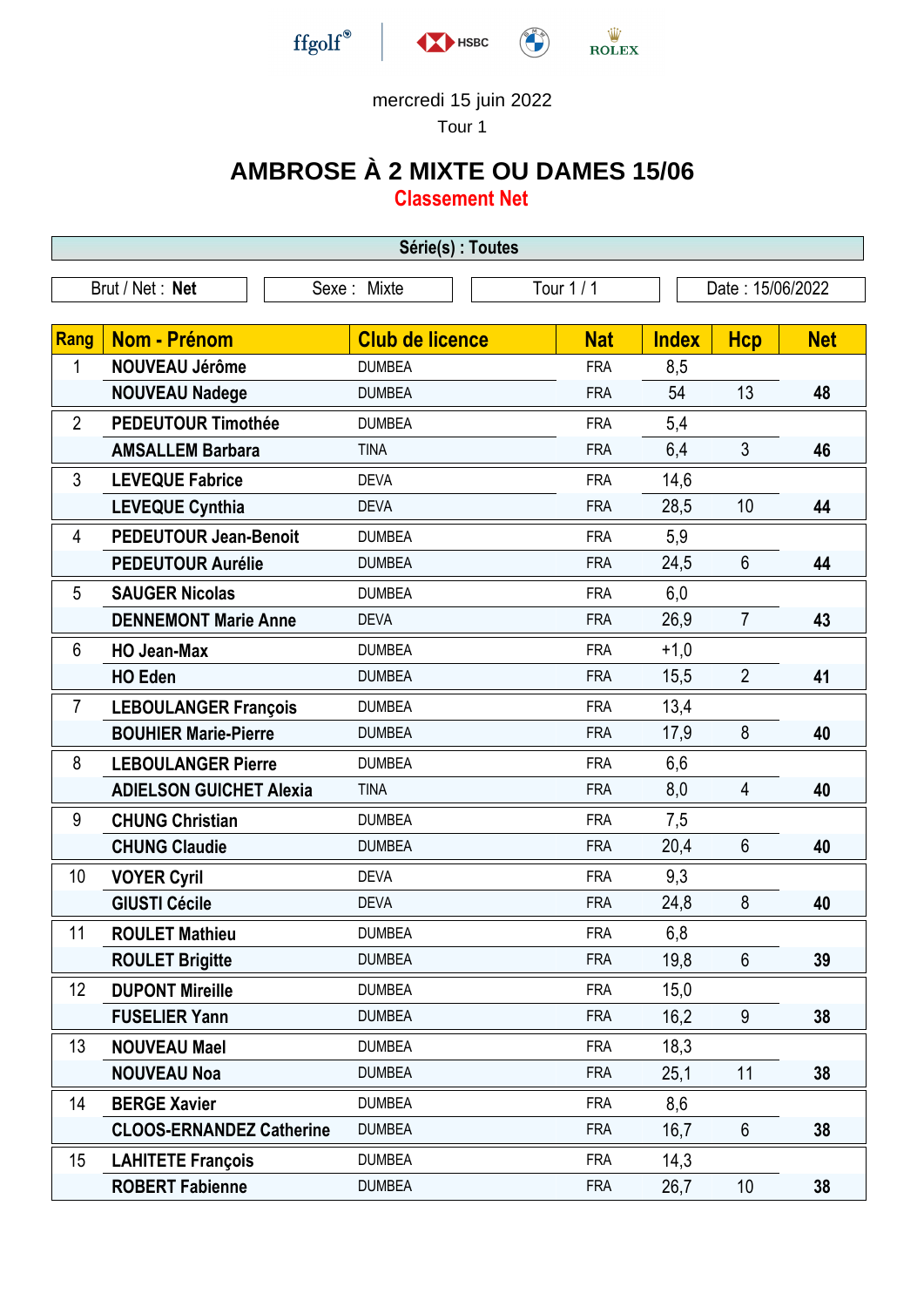ffgolf® HSBC ROLEX

mercredi 15 juin 2022

Tour 1

# AMBROSE À 2 MIXTE OU DAMES 15/06

## Classement Net

**Série(s) : Toutes**

Brut / Net : **Net** | Sexe : Mixte | Tour 1 / 1 | Date : 15/06/2022

| Rang | Nom - Prénom | Club de licence | Nat | Index | Hcp | Net |
|---|---|---|---|---|---|---|
| 1 | **NOUVEAU Jérôme** | DUMBEA | FRA | 8,5 | | |
| | **NOUVEAU Nadege** | DUMBEA | FRA | 54 | 13 | **48** |
| 2 | **PEDEUTOUR Timothée** | DUMBEA | FRA | 5,4 | | |
| | **AMSALLEM Barbara** | TINA | FRA | 6,4 | 3 | **46** |
| 3 | **LEVEQUE Fabrice** | DEVA | FRA | 14,6 | | |
| | **LEVEQUE Cynthia** | DEVA | FRA | 28,5 | 10 | **44** |
| 4 | **PEDEUTOUR Jean-Benoit** | DUMBEA | FRA | 5,9 | | |
| | **PEDEUTOUR Aurélie** | DUMBEA | FRA | 24,5 | 6 | **44** |
| 5 | **SAUGER Nicolas** | DUMBEA | FRA | 6,0 | | |
| | **DENNEMONT Marie Anne** | DEVA | FRA | 26,9 | 7 | **43** |
| 6 | **HO Jean-Max** | DUMBEA | FRA | +1,0 | | |
| | **HO Eden** | DUMBEA | FRA | 15,5 | 2 | **41** |
| 7 | **LEBOULANGER François** | DUMBEA | FRA | 13,4 | | |
| | **BOUHIER Marie-Pierre** | DUMBEA | FRA | 17,9 | 8 | **40** |
| 8 | **LEBOULANGER Pierre** | DUMBEA | FRA | 6,6 | | |
| | **ADIELSON GUICHET Alexia** | TINA | FRA | 8,0 | 4 | **40** |
| 9 | **CHUNG Christian** | DUMBEA | FRA | 7,5 | | |
| | **CHUNG Claudie** | DUMBEA | FRA | 20,4 | 6 | **40** |
| 10 | **VOYER Cyril** | DEVA | FRA | 9,3 | | |
| | **GIUSTI Cécile** | DEVA | FRA | 24,8 | 8 | **40** |
| 11 | **ROULET Mathieu** | DUMBEA | FRA | 6,8 | | |
| | **ROULET Brigitte** | DUMBEA | FRA | 19,8 | 6 | **39** |
| 12 | **DUPONT Mireille** | DUMBEA | FRA | 15,0 | | |
| | **FUSELIER Yann** | DUMBEA | FRA | 16,2 | 9 | **38** |
| 13 | **NOUVEAU Mael** | DUMBEA | FRA | 18,3 | | |
| | **NOUVEAU Noa** | DUMBEA | FRA | 25,1 | 11 | **38** |
| 14 | **BERGE Xavier** | DUMBEA | FRA | 8,6 | | |
| | **CLOOS-ERNANDEZ Catherine** | DUMBEA | FRA | 16,7 | 6 | **38** |
| 15 | **LAHITETE François** | DUMBEA | FRA | 14,3 | | |
| | **ROBERT Fabienne** | DUMBEA | FRA | 26,7 | 10 | **38** |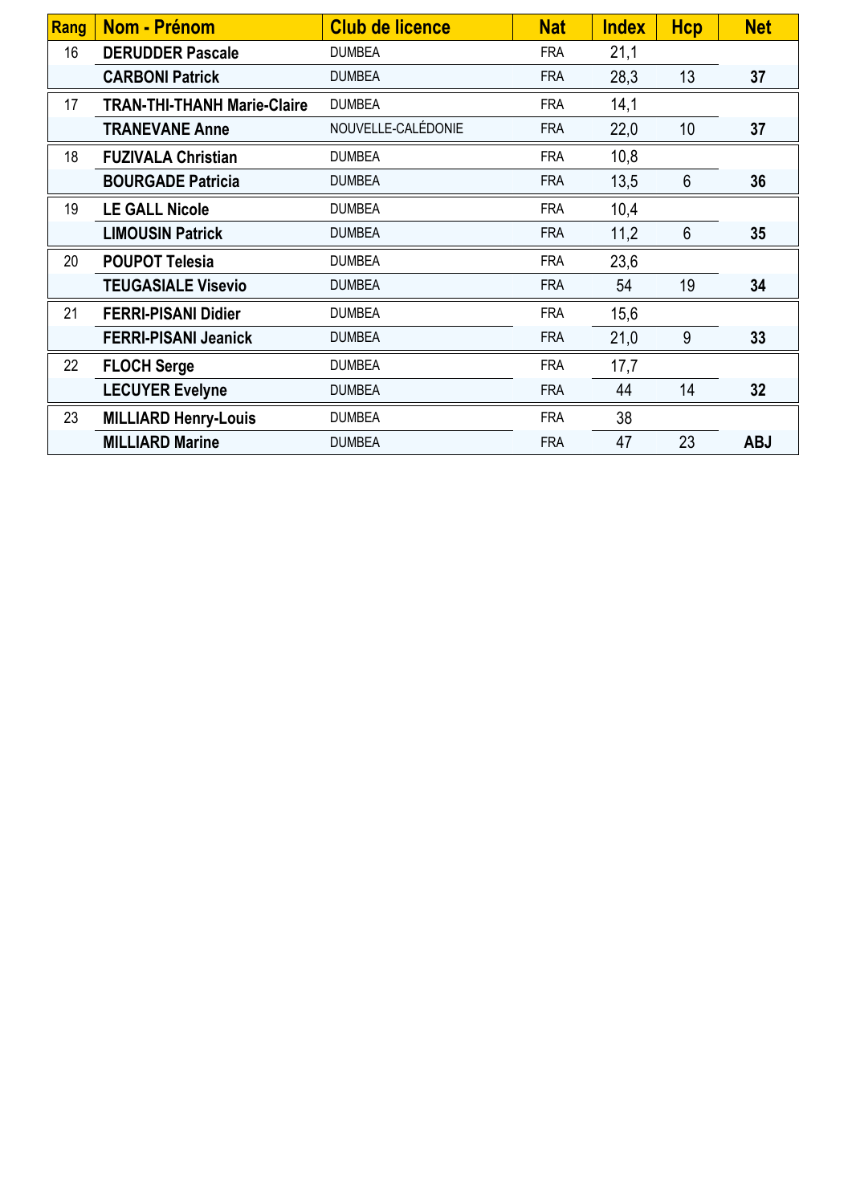| Rang | Nom - Prénom | Club de licence | Nat | Index | Hcp | Net |
|---|---|---|---|---|---|---|
| 16 | **DERUDDER Pascale** | DUMBEA | FRA | 21,1 | | |
| | **CARBONI Patrick** | DUMBEA | FRA | 28,3 | 13 | **37** |
| 17 | **TRAN-THI-THANH Marie-Claire** | DUMBEA | FRA | 14,1 | | |
| | **TRANEVANE Anne** | NOUVELLE-CALÉDONIE | FRA | 22,0 | 10 | **37** |
| 18 | **FUZIVALA Christian** | DUMBEA | FRA | 10,8 | | |
| | **BOURGADE Patricia** | DUMBEA | FRA | 13,5 | 6 | **36** |
| 19 | **LE GALL Nicole** | DUMBEA | FRA | 10,4 | | |
| | **LIMOUSIN Patrick** | DUMBEA | FRA | 11,2 | 6 | **35** |
| 20 | **POUPOT Telesia** | DUMBEA | FRA | 23,6 | | |
| | **TEUGASIALE Visevio** | DUMBEA | FRA | 54 | 19 | **34** |
| 21 | **FERRI-PISANI Didier** | DUMBEA | FRA | 15,6 | | |
| | **FERRI-PISANI Jeanick** | DUMBEA | FRA | 21,0 | 9 | **33** |
| 22 | **FLOCH Serge** | DUMBEA | FRA | 17,7 | | |
| | **LECUYER Evelyne** | DUMBEA | FRA | 44 | 14 | **32** |
| 23 | **MILLIARD Henry-Louis** | DUMBEA | FRA | 38 | | |
| | **MILLIARD Marine** | DUMBEA | FRA | 47 | 23 | **ABJ** |